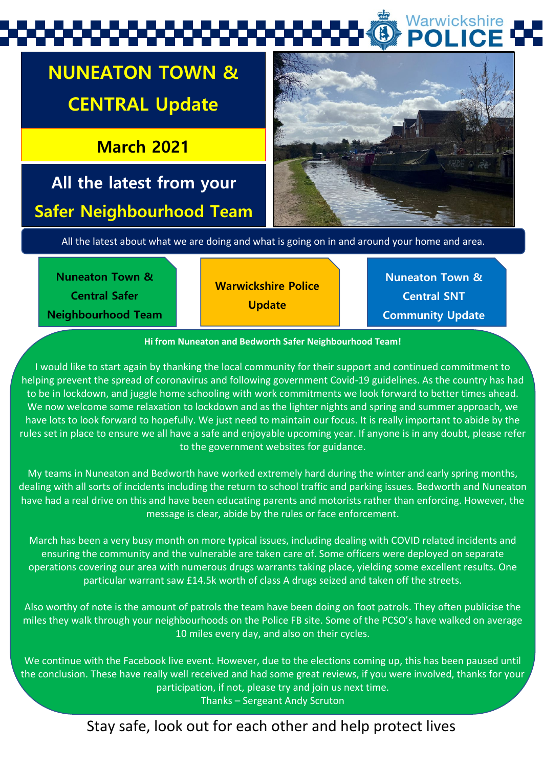# NUNEATON TOWN & CENTRAL Update

## March 2021

## All the latest from your Safer Neighbourhood Team

All the latest about what we are doing and what is going on in and around your home and area.

**Nuneaton Town & Central Safer Neighbourhood Team**

**Warwickshire Police Update**

**Nuneaton Town & Central SNT Community Update**

**Hi from Nuneaton and Bedworth Safer Neighbourhood Team!**

I would like to start again by thanking the local community for their support and continued commitment to helping prevent the spread of coronavirus and following government Covid-19 guidelines. As the country has had to be in lockdown, and juggle home schooling with work commitments we look forward to better times ahead. We now welcome some relaxation to lockdown and as the lighter nights and spring and summer approach, we have lots to look forward to hopefully. We just need to maintain our focus. It is really important to abide by the rules set in place to ensure we all have a safe and enjoyable upcoming year. If anyone is in any doubt, please refer to the government websites for guidance.

My teams in Nuneaton and Bedworth have worked extremely hard during the winter and early spring months, dealing with all sorts of incidents including the return to school traffic and parking issues. Bedworth and Nuneaton have had a real drive on this and have been educating parents and motorists rather than enforcing. However, the message is clear, abide by the rules or face enforcement.

March has been a very busy month on more typical issues, including dealing with COVID related incidents and ensuring the community and the vulnerable are taken care of. Some officers were deployed on separate operations covering our area with numerous drugs warrants taking place, yielding some excellent results. One particular warrant saw £14.5k worth of class A drugs seized and taken off the streets.

Also worthy of note is the amount of patrols the team have been doing on foot patrols. They often publicise the miles they walk through your neighbourhoods on the Police FB site. Some of the PCSO's have walked on average 10 miles every day, and also on their cycles.

We continue with the Facebook live event. However, due to the elections coming up, this has been paused until the conclusion. These have really well received and had some great reviews, if you were involved, thanks for your participation, if not, please try and join us next time.

Thanks – Sergeant Andy Scruton

Stay safe, look out for each other and help protect lives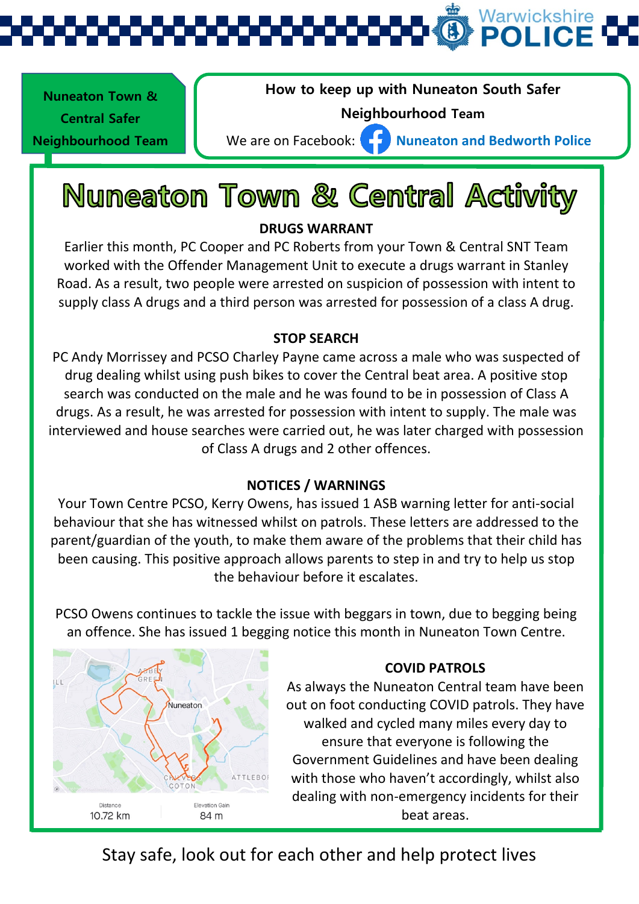Nuneaton Town & Central Safer Neighbourhood Team

**How to keep up with Nuneaton South Safer Neighbourhood Team**

We are on Facebook: **Nuneaton and Bedworth Police**

# Nuneaton Town & Central Activity

**DRUGS WARRANT**

Earlier this month, PC Cooper and PC Roberts from your Town & Central SNT Team worked with the Offender Management Unit to execute a drugs warrant in Stanley Road. As a result, two people were arrested on suspicion of possession with intent to supply class A drugs and a third person was arrested for possession of a class A drug.

**STOP SEARCH**

PC Andy Morrissey and PCSO Charley Payne came across a male who was suspected of drug dealing whilst using push bikes to cover the Central beat area. A positive stop search was conducted on the male and he was found to be in possession of Class A drugs. As a result, he was arrested for possession with intent to supply. The male was interviewed and house searches were carried out, he was later charged with possession of Class A drugs and 2 other offences.

**NOTICES / WARNINGS**

Your Town Centre PCSO, Kerry Owens, has issued 1 ASB warning letter for anti-social behaviour that she has witnessed whilst on patrols. These letters are addressed to the parent/guardian of the youth, to make them aware of the problems that their child has been causing. This positive approach allows parents to step in and try to help us stop the behaviour before it escalates.

PCSO Owens continues to tackle the issue with beggars in town, due to begging being an offence. She has issued 1 begging notice this month in Nuneaton Town Centre.

Distance
10.72 km

Elevation Gain
84 m

**COVID PATROLS**

As always the Nuneaton Central team have been out on foot conducting COVID patrols. They have walked and cycled many miles every day to ensure that everyone is following the Government Guidelines and have been dealing with those who haven't accordingly, whilst also dealing with non-emergency incidents for their beat areas.

Stay safe, look out for each other and help protect lives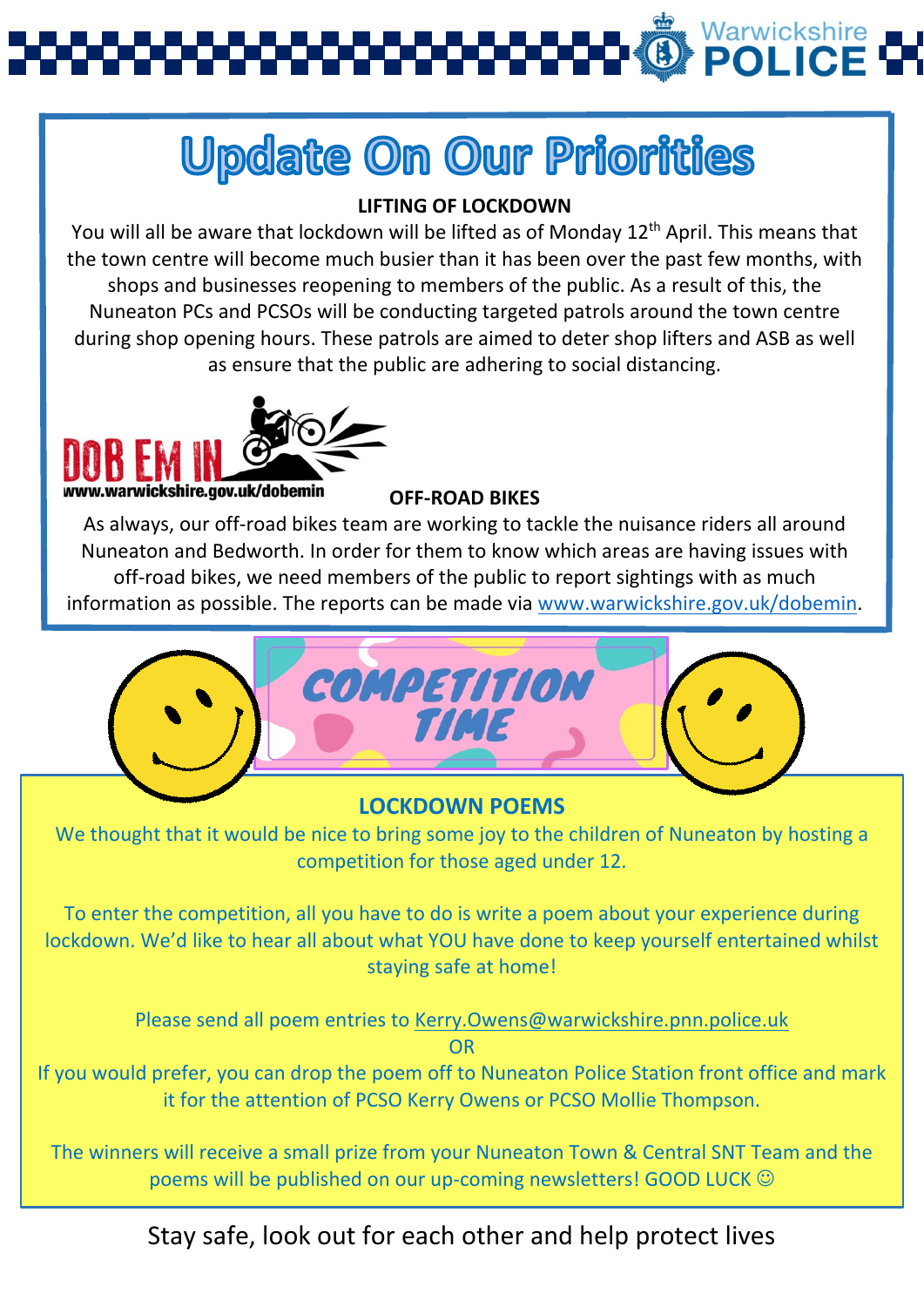# Update On Our Priorities

### LIFTING OF LOCKDOWN

You will all be aware that lockdown will be lifted as of Monday 12th April. This means that the town centre will become much busier than it has been over the past few months, with shops and businesses reopening to members of the public. As a result of this, the Nuneaton PCs and PCSOs will be conducting targeted patrols around the town centre during shop opening hours. These patrols are aimed to deter shop lifters and ASB as well as ensure that the public are adhering to social distancing.

DOB EM IN
www.warwickshire.gov.uk/dobemin

### OFF-ROAD BIKES

As always, our off-road bikes team are working to tackle the nuisance riders all around Nuneaton and Bedworth. In order for them to know which areas are having issues with off-road bikes, we need members of the public to report sightings with as much information as possible. The reports can be made via www.warwickshire.gov.uk/dobemin.

## COMPETITION TIME

### LOCKDOWN POEMS

We thought that it would be nice to bring some joy to the children of Nuneaton by hosting a competition for those aged under 12.

To enter the competition, all you have to do is write a poem about your experience during lockdown. We'd like to hear all about what YOU have done to keep yourself entertained whilst staying safe at home!

Please send all poem entries to Kerry.Owens@warwickshire.pnn.police.uk
OR
If you would prefer, you can drop the poem off to Nuneaton Police Station front office and mark it for the attention of PCSO Kerry Owens or PCSO Mollie Thompson.

The winners will receive a small prize from your Nuneaton Town & Central SNT Team and the poems will be published on our up-coming newsletters! GOOD LUCK ☺

Stay safe, look out for each other and help protect lives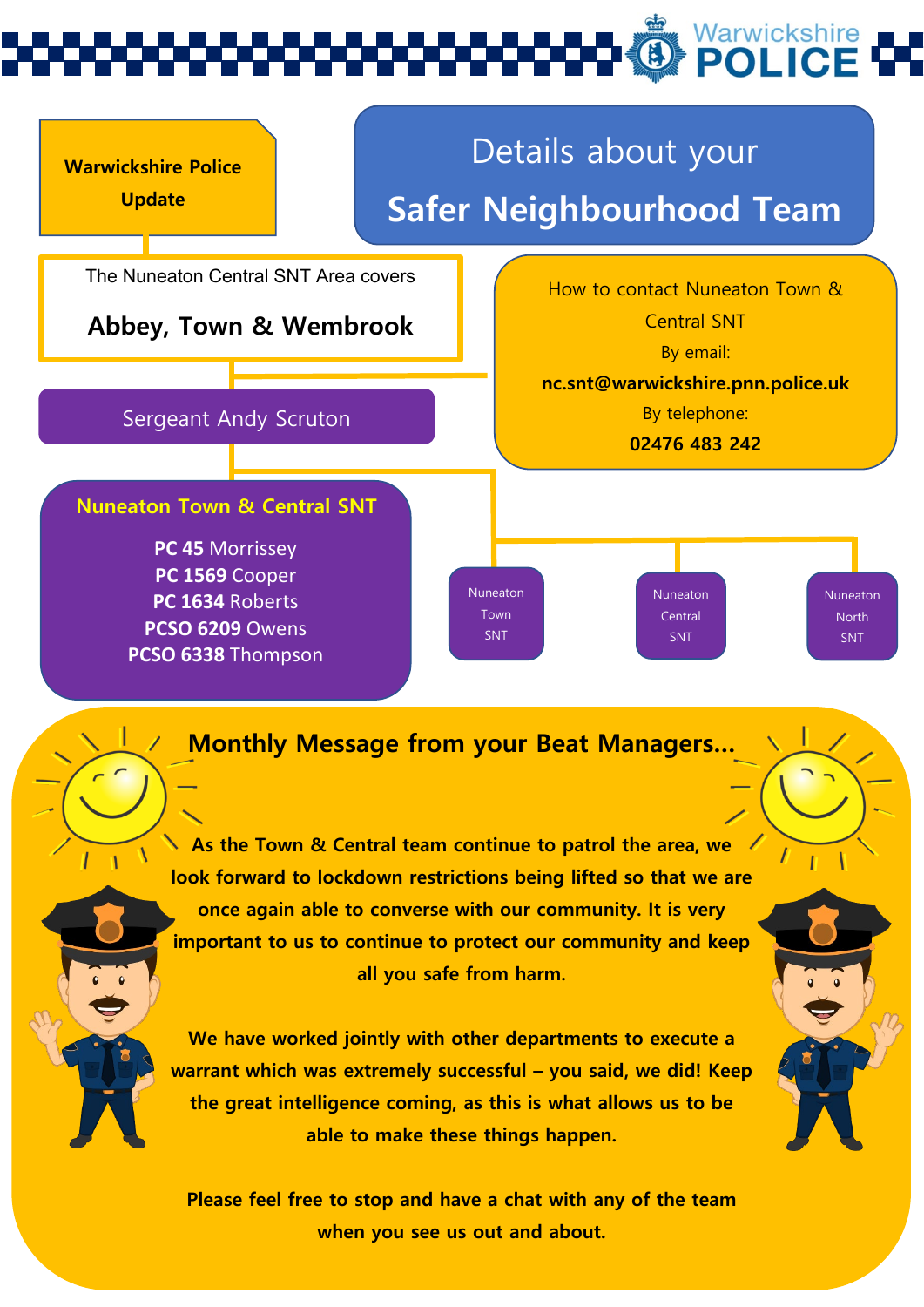Warwickshire POLICE

**Warwickshire Police Update**

# Details about your **Safer Neighbourhood Team**

The Nuneaton Central SNT Area covers

**Abbey, Town & Wembrook**

How to contact Nuneaton Town & Central SNT

By email:

**nc.snt@warwickshire.pnn.police.uk**

By telephone:

**02476 483 242**

Sergeant Andy Scruton

## Nuneaton Town & Central SNT

**PC 45** Morrissey
**PC 1569** Cooper
**PC 1634** Roberts
**PCSO 6209** Owens
**PCSO 6338** Thompson

Nuneaton Town SNT

Nuneaton Central SNT

Nuneaton North SNT

## Monthly Message from your Beat Managers…

**As the Town & Central team continue to patrol the area, we look forward to lockdown restrictions being lifted so that we are once again able to converse with our community. It is very important to us to continue to protect our community and keep all you safe from harm.**

**We have worked jointly with other departments to execute a warrant which was extremely successful – you said, we did! Keep the great intelligence coming, as this is what allows us to be able to make these things happen.**

**Please feel free to stop and have a chat with any of the team when you see us out and about.**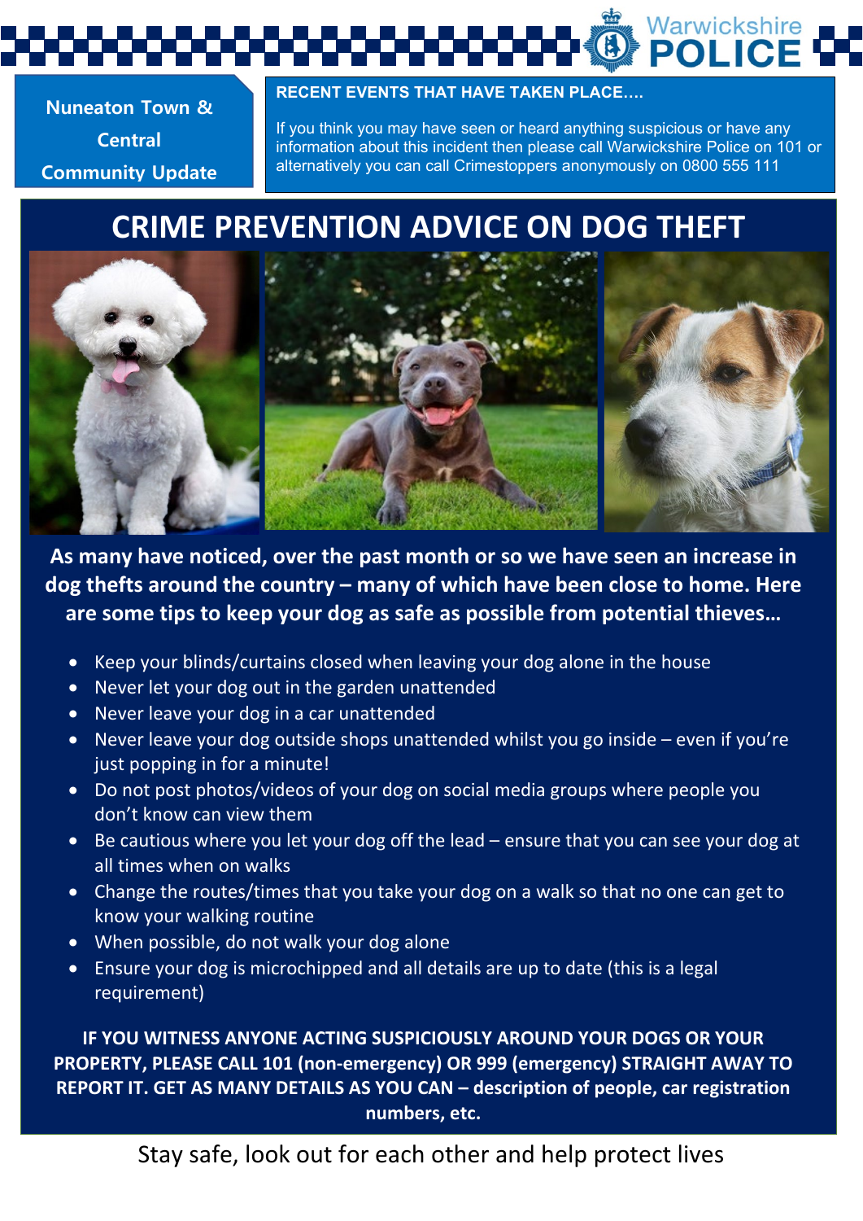Warwickshire POLICE

**Nuneaton Town & Central Community Update**

**RECENT EVENTS THAT HAVE TAKEN PLACE….**

If you think you may have seen or heard anything suspicious or have any information about this incident then please call Warwickshire Police on 101 or alternatively you can call Crimestoppers anonymously on 0800 555 111

# CRIME PREVENTION ADVICE ON DOG THEFT

**As many have noticed, over the past month or so we have seen an increase in dog thefts around the country – many of which have been close to home. Here are some tips to keep your dog as safe as possible from potential thieves…**

- Keep your blinds/curtains closed when leaving your dog alone in the house
- Never let your dog out in the garden unattended
- Never leave your dog in a car unattended
- Never leave your dog outside shops unattended whilst you go inside – even if you're just popping in for a minute!
- Do not post photos/videos of your dog on social media groups where people you don't know can view them
- Be cautious where you let your dog off the lead – ensure that you can see your dog at all times when on walks
- Change the routes/times that you take your dog on a walk so that no one can get to know your walking routine
- When possible, do not walk your dog alone
- Ensure your dog is microchipped and all details are up to date (this is a legal requirement)

**IF YOU WITNESS ANYONE ACTING SUSPICIOUSLY AROUND YOUR DOGS OR YOUR PROPERTY, PLEASE CALL 101 (non-emergency) OR 999 (emergency) STRAIGHT AWAY TO REPORT IT. GET AS MANY DETAILS AS YOU CAN – description of people, car registration numbers, etc.**

Stay safe, look out for each other and help protect lives